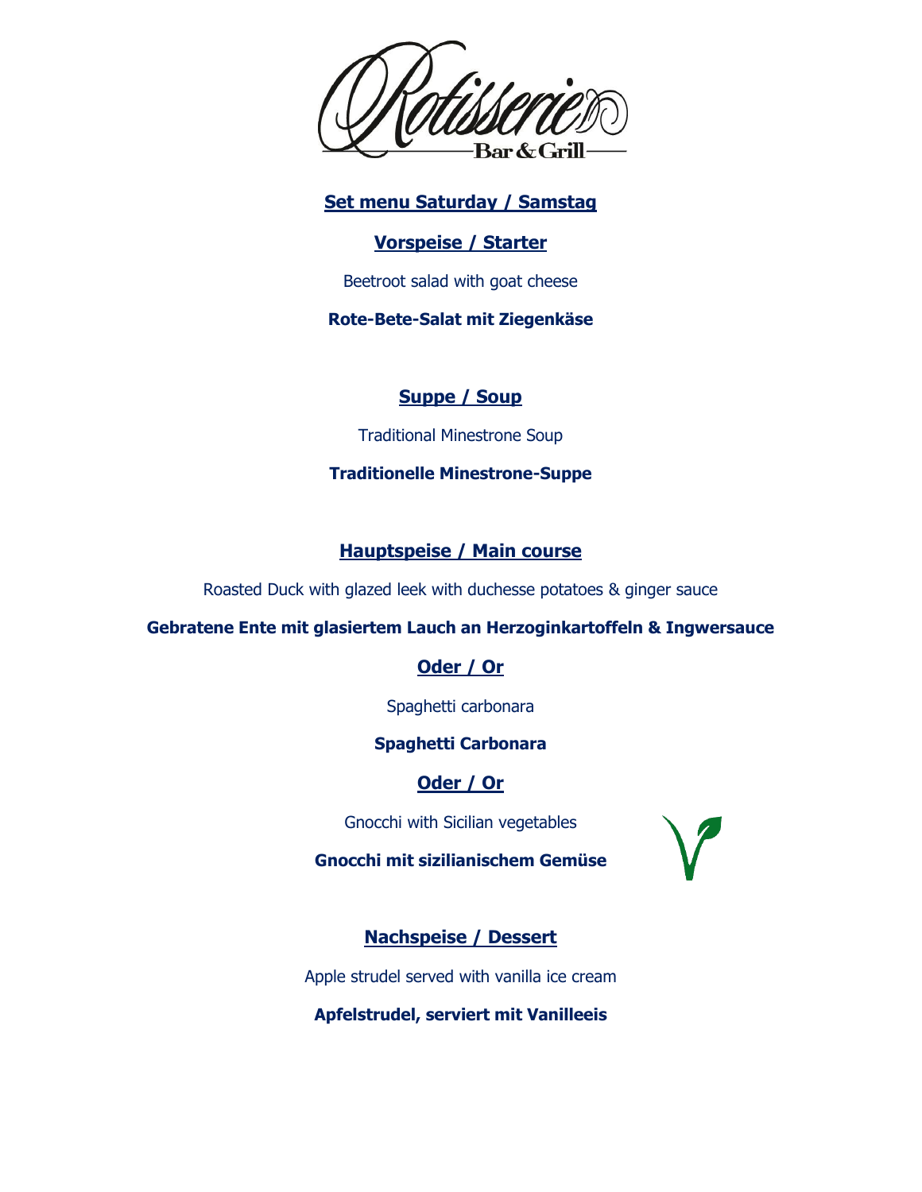# Rotisserie Bar & Grill

## Set menu Saturday / Samstag

### Vorspeise / Starter

Beetroot salad with goat cheese

**Rote-Bete-Salat mit Ziegenkäse**

### Suppe / Soup

Traditional Minestrone Soup

**Traditionelle Minestrone-Suppe**

### Hauptspeise / Main course

Roasted Duck with glazed leek with duchesse potatoes & ginger sauce

**Gebratene Ente mit glasiertem Lauch an Herzoginkartoffeln & Ingwersauce**

### Oder / Or

Spaghetti carbonara

**Spaghetti Carbonara**

### Oder / Or

Gnocchi with Sicilian vegetables

**Gnocchi mit sizilianischem Gemüse**

### Nachspeise / Dessert

Apple strudel served with vanilla ice cream

**Apfelstrudel, serviert mit Vanilleeis**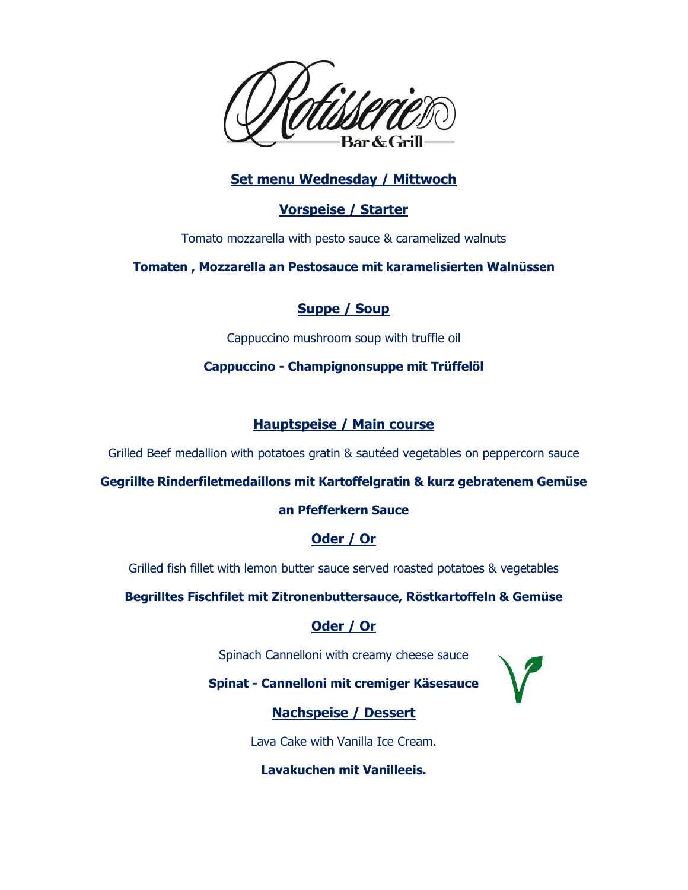# Rotisserie Bar & Grill

## Set menu Wednesday / Mittwoch

### Vorspeise / Starter

Tomato mozzarella with pesto sauce & caramelized walnuts

**Tomaten , Mozzarella an Pestosauce mit karamelisierten Walnüssen**

### Suppe / Soup

Cappuccino mushroom soup with truffle oil

**Cappuccino - Champignonsuppe mit Trüffelöl**

### Hauptspeise / Main course

Grilled Beef medallion with potatoes gratin & sautéed vegetables on peppercorn sauce

**Gegrillte Rinderfiletmedaillons mit Kartoffelgratin & kurz gebratenem Gemüse an Pfefferkern Sauce**

**Oder / Or**

Grilled fish fillet with lemon butter sauce served roasted potatoes & vegetables

**Begrilltes Fischfilet mit Zitronenbuttersauce, Röstkartoffeln & Gemüse**

**Oder / Or**

Spinach Cannelloni with creamy cheese sauce

**Spinat - Cannelloni mit cremiger Käsesauce**

### Nachspeise / Dessert

Lava Cake with Vanilla Ice Cream.

**Lavakuchen mit Vanilleeis.**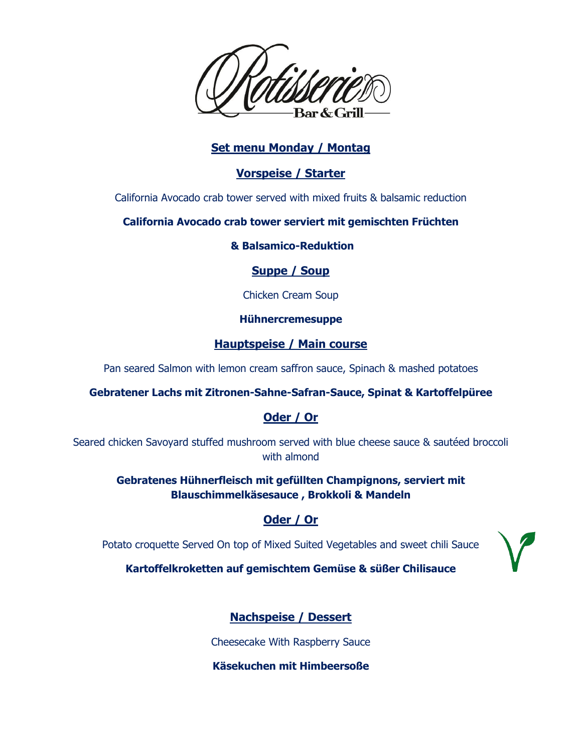Rotisserie Bar & Grill

## Set menu Monday / Montag

### Vorspeise / Starter

California Avocado crab tower served with mixed fruits & balsamic reduction

**California Avocado crab tower serviert mit gemischten Früchten**

**& Balsamico-Reduktion**

### Suppe / Soup

Chicken Cream Soup

**Hühnercremesuppe**

### Hauptspeise / Main course

Pan seared Salmon with lemon cream saffron sauce, Spinach & mashed potatoes

**Gebratener Lachs mit Zitronen-Sahne-Safran-Sauce, Spinat & Kartoffelpüree**

### Oder / Or

Seared chicken Savoyard stuffed mushroom served with blue cheese sauce & sautéed broccoli with almond

**Gebratenes Hühnerfleisch mit gefüllten Champignons, serviert mit Blauschimmelkäsesauce , Brokkoli & Mandeln**

### Oder / Or

Potato croquette Served On top of Mixed Suited Vegetables and sweet chili Sauce

**Kartoffelkroketten auf gemischtem Gemüse & süßer Chilisauce**

### Nachspeise / Dessert

Cheesecake With Raspberry Sauce

**Käsekuchen mit Himbeersoße**